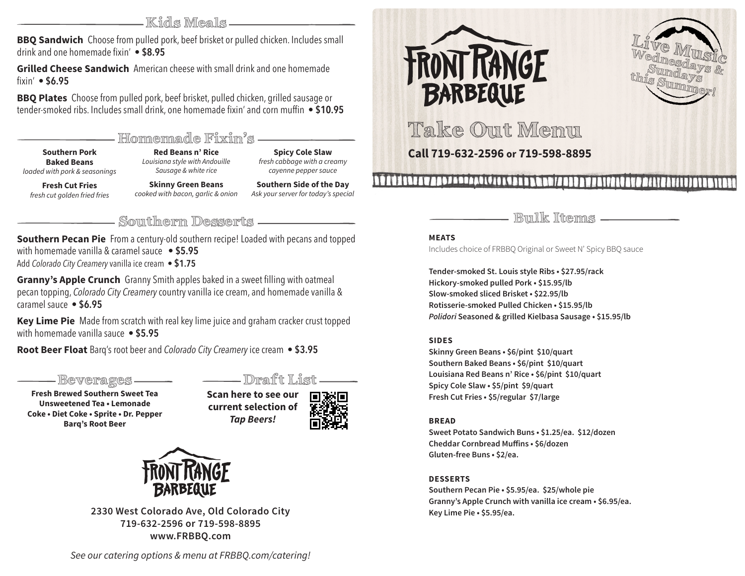## Kids Meals

**BBQ Sandwich** Choose from pulled pork, beef brisket or pulled chicken. Includes small drink and one homemade fixin' • **$8.95**

**Grilled Cheese Sandwich** American cheese with small drink and one homemade fixin' • **$6.95**

**BBQ Plates** Choose from pulled pork, beef brisket, pulled chicken, grilled sausage or tender-smoked ribs. Includes small drink, one homemade fixin' and corn muffin • **$10.95**

## Homemade Fixin's

**Southern Pork Baked Beans**
*loaded with pork & seasonings*

**Fresh Cut Fries**
*fresh cut golden fried fries*

**Red Beans n' Rice**
*Louisiana style with Andouille Sausage & white rice*

**Skinny Green Beans**
*cooked with bacon, garlic & onion*

**Spicy Cole Slaw**
*fresh cabbage with a creamy cayenne pepper sauce*

**Southern Side of the Day**
*Ask your server for today's special*

## Southern Desserts

**Southern Pecan Pie** From a century-old southern recipe! Loaded with pecans and topped with homemade vanilla & caramel sauce • **$5.95**
Add *Colorado City Creamery* vanilla ice cream • **$1.75**

**Granny's Apple Crunch** Granny Smith apples baked in a sweet filling with oatmeal pecan topping, *Colorado City Creamery* country vanilla ice cream, and homemade vanilla & caramel sauce • **$6.95**

**Key Lime Pie** Made from scratch with real key lime juice and graham cracker crust topped with homemade vanilla sauce • **$5.95**

**Root Beer Float** Barq's root beer and *Colorado City Creamery* ice cream • **$3.95**

## Beverages

**Fresh Brewed Southern Sweet Tea**
**Unsweetened Tea • Lemonade**
**Coke • Diet Coke • Sprite • Dr. Pepper**
**Barq's Root Beer**

## Draft List

**Scan here to see our current selection of *Tap Beers!***

**FRONT RANGE BARBEQUE**

**2330 West Colorado Ave, Old Colorado City**
**719-632-2596 or 719-598-8895**
**www.FRBBQ.com**

*See our catering options & menu at FRBBQ.com/catering!*

# FRONT RANGE BARBEQUE

Live Music Wednesdays & Sundays this Summer!

## Take Out Menu

**Call 719-632-2596 or 719-598-8895**

## Bulk Items

### MEATS

Includes choice of FRBBQ Original or Sweet N' Spicy BBQ sauce

**Tender-smoked St. Louis style Ribs • $27.95/rack**
**Hickory-smoked pulled Pork • $15.95/lb**
**Slow-smoked sliced Brisket • $22.95/lb**
**Rotisserie-smoked Pulled Chicken • $15.95/lb**
***Polidori* Seasoned & grilled Kielbasa Sausage • $15.95/lb**

### SIDES

**Skinny Green Beans • $6/pint $10/quart**
**Southern Baked Beans • $6/pint $10/quart**
**Louisiana Red Beans n' Rice • $6/pint $10/quart**
**Spicy Cole Slaw • $5/pint $9/quart**
**Fresh Cut Fries • $5/regular $7/large**

### BREAD

**Sweet Potato Sandwich Buns • $1.25/ea. $12/dozen**
**Cheddar Cornbread Muffins • $6/dozen**
**Gluten-free Buns • $2/ea.**

### DESSERTS

**Southern Pecan Pie • $5.95/ea. $25/whole pie**
**Granny's Apple Crunch with vanilla ice cream • $6.95/ea.**
**Key Lime Pie • $5.95/ea.**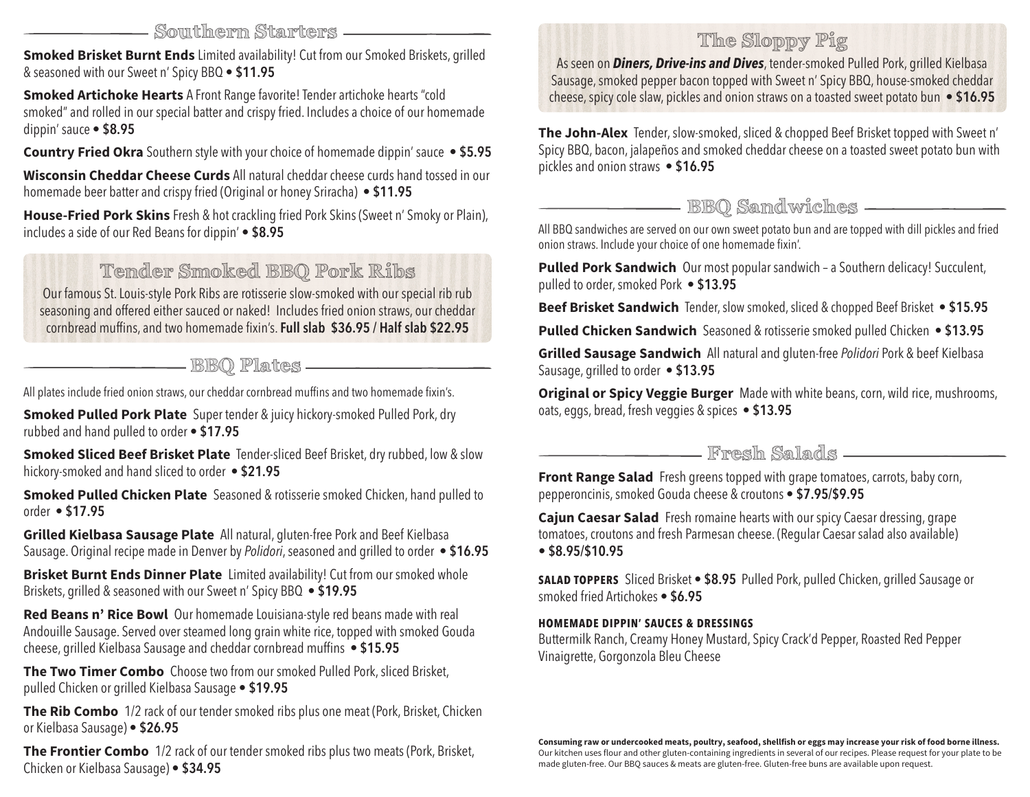## Southern Starters

**Smoked Brisket Burnt Ends** Limited availability! Cut from our Smoked Briskets, grilled & seasoned with our Sweet n' Spicy BBQ • **$11.95**

**Smoked Artichoke Hearts** A Front Range favorite! Tender artichoke hearts "cold smoked" and rolled in our special batter and crispy fried. Includes a choice of our homemade dippin' sauce • **$8.95**

**Country Fried Okra** Southern style with your choice of homemade dippin' sauce • **$5.95**

**Wisconsin Cheddar Cheese Curds** All natural cheddar cheese curds hand tossed in our homemade beer batter and crispy fried (Original or honey Sriracha) • **$11.95**

**House-Fried Pork Skins** Fresh & hot crackling fried Pork Skins (Sweet n' Smoky or Plain), includes a side of our Red Beans for dippin' • **$8.95**

## Tender Smoked BBQ Pork Ribs

Our famous St. Louis-style Pork Ribs are rotisserie slow-smoked with our special rib rub seasoning and offered either sauced or naked! Includes fried onion straws, our cheddar cornbread muffins, and two homemade fixin's. **Full slab $36.95 / Half slab $22.95**

## BBQ Plates

All plates include fried onion straws, our cheddar cornbread muffins and two homemade fixin's.

**Smoked Pulled Pork Plate** Super tender & juicy hickory-smoked Pulled Pork, dry rubbed and hand pulled to order • **$17.95**

**Smoked Sliced Beef Brisket Plate** Tender-sliced Beef Brisket, dry rubbed, low & slow hickory-smoked and hand sliced to order • **$21.95**

**Smoked Pulled Chicken Plate** Seasoned & rotisserie smoked Chicken, hand pulled to order • **$17.95**

**Grilled Kielbasa Sausage Plate** All natural, gluten-free Pork and Beef Kielbasa Sausage. Original recipe made in Denver by *Polidori*, seasoned and grilled to order • **$16.95**

**Brisket Burnt Ends Dinner Plate** Limited availability! Cut from our smoked whole Briskets, grilled & seasoned with our Sweet n' Spicy BBQ • **$19.95**

**Red Beans n' Rice Bowl** Our homemade Louisiana-style red beans made with real Andouille Sausage. Served over steamed long grain white rice, topped with smoked Gouda cheese, grilled Kielbasa Sausage and cheddar cornbread muffins • **$15.95**

**The Two Timer Combo** Choose two from our smoked Pulled Pork, sliced Brisket, pulled Chicken or grilled Kielbasa Sausage • **$19.95**

**The Rib Combo** 1/2 rack of our tender smoked ribs plus one meat (Pork, Brisket, Chicken or Kielbasa Sausage) • **$26.95**

**The Frontier Combo** 1/2 rack of our tender smoked ribs plus two meats (Pork, Brisket, Chicken or Kielbasa Sausage) • **$34.95**

## The Sloppy Pig

As seen on ***Diners, Drive-ins and Dives***, tender-smoked Pulled Pork, grilled Kielbasa Sausage, smoked pepper bacon topped with Sweet n' Spicy BBQ, house-smoked cheddar cheese, spicy cole slaw, pickles and onion straws on a toasted sweet potato bun • **$16.95**

**The John-Alex** Tender, slow-smoked, sliced & chopped Beef Brisket topped with Sweet n' Spicy BBQ, bacon, jalapeños and smoked cheddar cheese on a toasted sweet potato bun with pickles and onion straws • **$16.95**

## BBQ Sandwiches

All BBQ sandwiches are served on our own sweet potato bun and are topped with dill pickles and fried onion straws. Include your choice of one homemade fixin'.

**Pulled Pork Sandwich** Our most popular sandwich – a Southern delicacy! Succulent, pulled to order, smoked Pork • **$13.95**

**Beef Brisket Sandwich** Tender, slow smoked, sliced & chopped Beef Brisket • **$15.95**

**Pulled Chicken Sandwich** Seasoned & rotisserie smoked pulled Chicken • **$13.95**

**Grilled Sausage Sandwich** All natural and gluten-free *Polidori* Pork & beef Kielbasa Sausage, grilled to order • **$13.95**

**Original or Spicy Veggie Burger** Made with white beans, corn, wild rice, mushrooms, oats, eggs, bread, fresh veggies & spices • **$13.95**

## Fresh Salads

**Front Range Salad** Fresh greens topped with grape tomatoes, carrots, baby corn, pepperoncinis, smoked Gouda cheese & croutons • **$7.95/$9.95**

**Cajun Caesar Salad** Fresh romaine hearts with our spicy Caesar dressing, grape tomatoes, croutons and fresh Parmesan cheese. (Regular Caesar salad also available) • **$8.95/$10.95**

**SALAD TOPPERS** Sliced Brisket • **$8.95** Pulled Pork, pulled Chicken, grilled Sausage or smoked fried Artichokes • **$6.95**

**HOMEMADE DIPPIN' SAUCES & DRESSINGS**

Buttermilk Ranch, Creamy Honey Mustard, Spicy Crack'd Pepper, Roasted Red Pepper Vinaigrette, Gorgonzola Bleu Cheese

**Consuming raw or undercooked meats, poultry, seafood, shellfish or eggs may increase your risk of food borne illness.** Our kitchen uses flour and other gluten-containing ingredients in several of our recipes. Please request for your plate to be made gluten-free. Our BBQ sauces & meats are gluten-free. Gluten-free buns are available upon request.